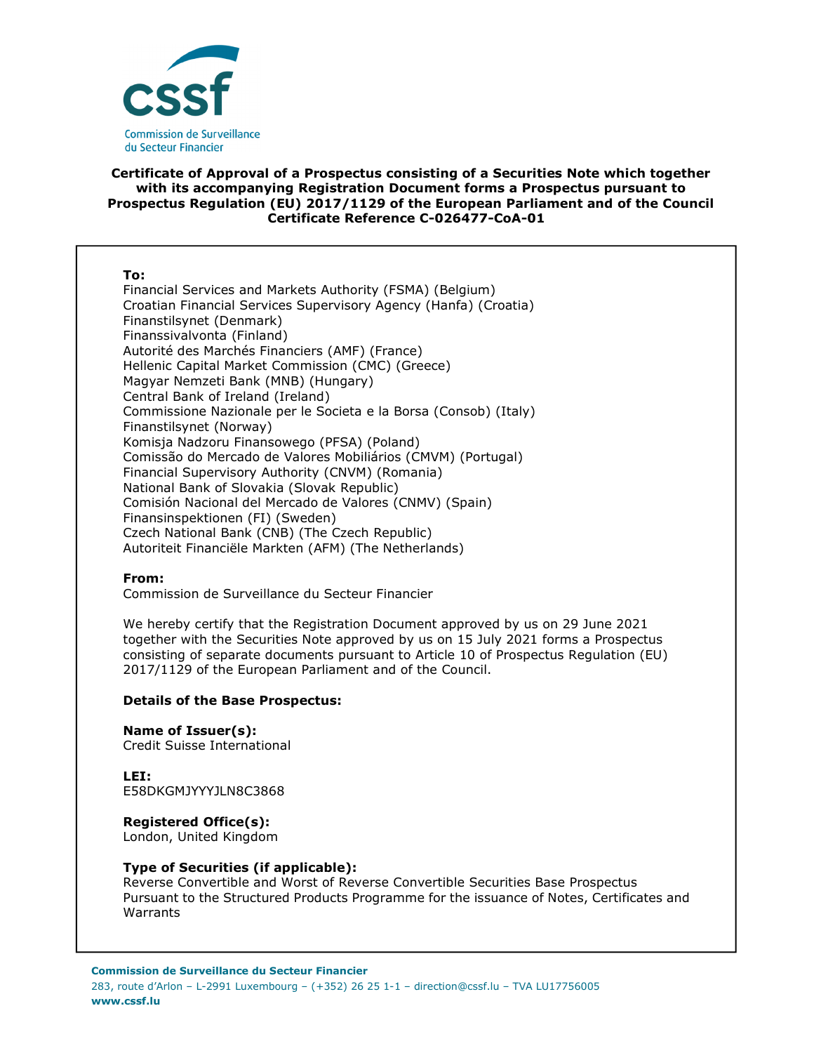Commission de Surveillance du Secteur Financier

**Certificate of Approval of a Prospectus consisting of a Securities Note which together with its accompanying Registration Document forms a Prospectus pursuant to Prospectus Regulation (EU) 2017/1129 of the European Parliament and of the Council**
**Certificate Reference C-026477-CoA-01**

**To:**
Financial Services and Markets Authority (FSMA) (Belgium)
Croatian Financial Services Supervisory Agency (Hanfa) (Croatia)
Finanstilsynet (Denmark)
Finanssivalvonta (Finland)
Autorité des Marchés Financiers (AMF) (France)
Hellenic Capital Market Commission (CMC) (Greece)
Magyar Nemzeti Bank (MNB) (Hungary)
Central Bank of Ireland (Ireland)
Commissione Nazionale per le Societa e la Borsa (Consob) (Italy)
Finanstilsynet (Norway)
Komisja Nadzoru Finansowego (PFSA) (Poland)
Comissão do Mercado de Valores Mobiliários (CMVM) (Portugal)
Financial Supervisory Authority (CNVM) (Romania)
National Bank of Slovakia (Slovak Republic)
Comisión Nacional del Mercado de Valores (CNMV) (Spain)
Finansinspektionen (FI) (Sweden)
Czech National Bank (CNB) (The Czech Republic)
Autoriteit Financiële Markten (AFM) (The Netherlands)

**From:**
Commission de Surveillance du Secteur Financier

We hereby certify that the Registration Document approved by us on 29 June 2021 together with the Securities Note approved by us on 15 July 2021 forms a Prospectus consisting of separate documents pursuant to Article 10 of Prospectus Regulation (EU) 2017/1129 of the European Parliament and of the Council.

**Details of the Base Prospectus:**

**Name of Issuer(s):**
Credit Suisse International

**LEI:**
E58DKGMJYYYJLN8C3868

**Registered Office(s):**
London, United Kingdom

**Type of Securities (if applicable):**
Reverse Convertible and Worst of Reverse Convertible Securities Base Prospectus Pursuant to the Structured Products Programme for the issuance of Notes, Certificates and Warrants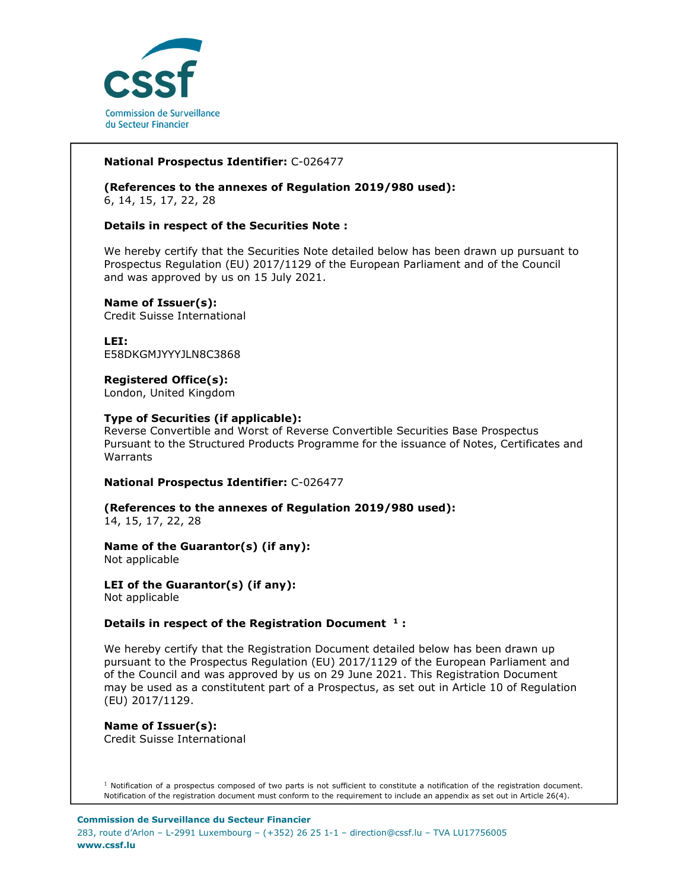**National Prospectus Identifier:** C-026477

**(References to the annexes of Regulation 2019/980 used):**
6, 14, 15, 17, 22, 28

**Details in respect of the Securities Note :**

We hereby certify that the Securities Note detailed below has been drawn up pursuant to Prospectus Regulation (EU) 2017/1129 of the European Parliament and of the Council and was approved by us on 15 July 2021.

**Name of Issuer(s):**
Credit Suisse International

**LEI:**
E58DKGMJYYYJLN8C3868

**Registered Office(s):**
London, United Kingdom

**Type of Securities (if applicable):**
Reverse Convertible and Worst of Reverse Convertible Securities Base Prospectus Pursuant to the Structured Products Programme for the issuance of Notes, Certificates and Warrants

**National Prospectus Identifier:** C-026477

**(References to the annexes of Regulation 2019/980 used):**
14, 15, 17, 22, 28

**Name of the Guarantor(s) (if any):**
Not applicable

**LEI of the Guarantor(s) (if any):**
Not applicable

**Details in respect of the Registration Document [1] :**

We hereby certify that the Registration Document detailed below has been drawn up pursuant to the Prospectus Regulation (EU) 2017/1129 of the European Parliament and of the Council and was approved by us on 29 June 2021. This Registration Document may be used as a constitutent part of a Prospectus, as set out in Article 10 of Regulation (EU) 2017/1129.

**Name of Issuer(s):**
Credit Suisse International

[1] Notification of a prospectus composed of two parts is not sufficient to constitute a notification of the registration document. Notification of the registration document must conform to the requirement to include an appendix as set out in Article 26(4).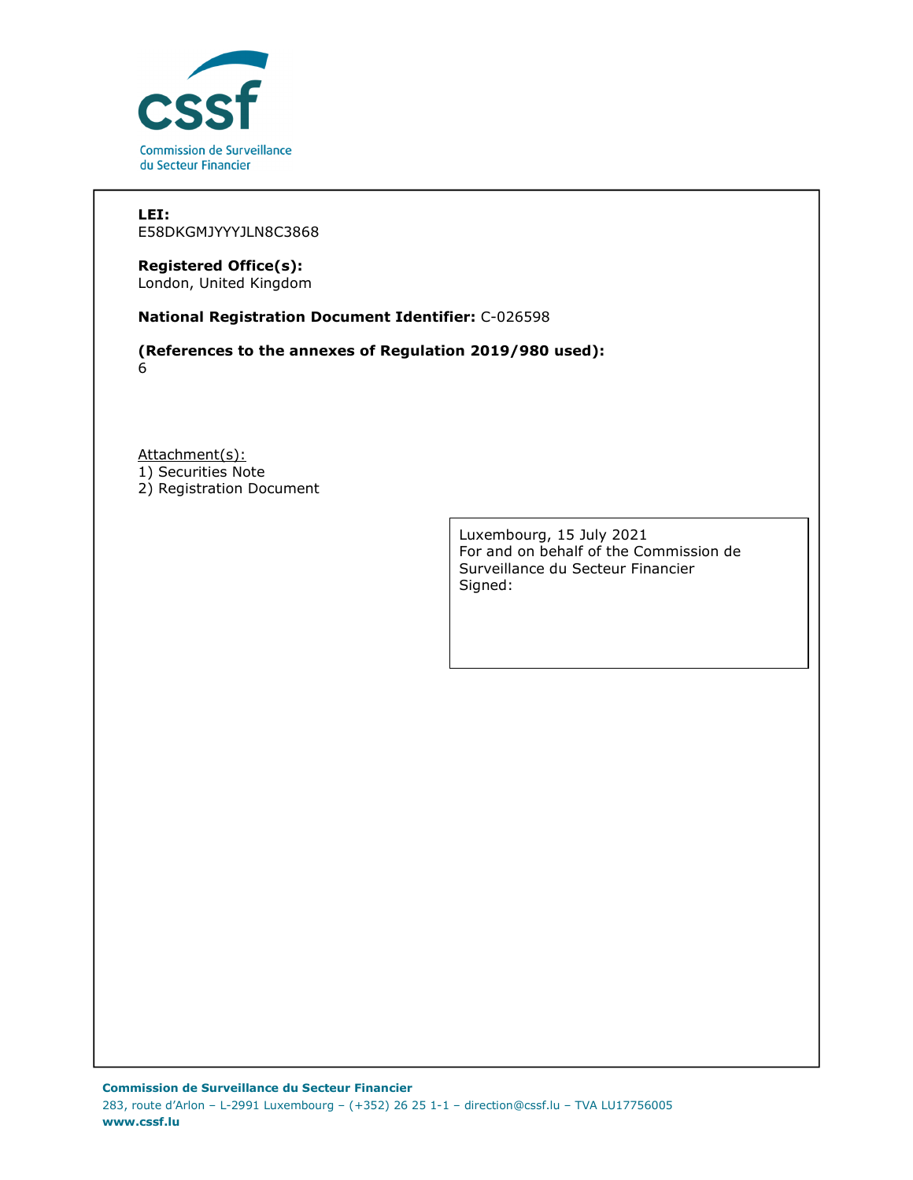**LEI:**
E58DKGMJYYYJLN8C3868

**Registered Office(s):**
London, United Kingdom

**National Registration Document Identifier:** C-026598

**(References to the annexes of Regulation 2019/980 used):**
6

Attachment(s):
1) Securities Note
2) Registration Document

Luxembourg, 15 July 2021
For and on behalf of the Commission de Surveillance du Secteur Financier
Signed:

**Commission de Surveillance du Secteur Financier**
283, route d'Arlon – L-2991 Luxembourg – (+352) 26 25 1-1 – direction@cssf.lu – TVA LU17756005
**www.cssf.lu**